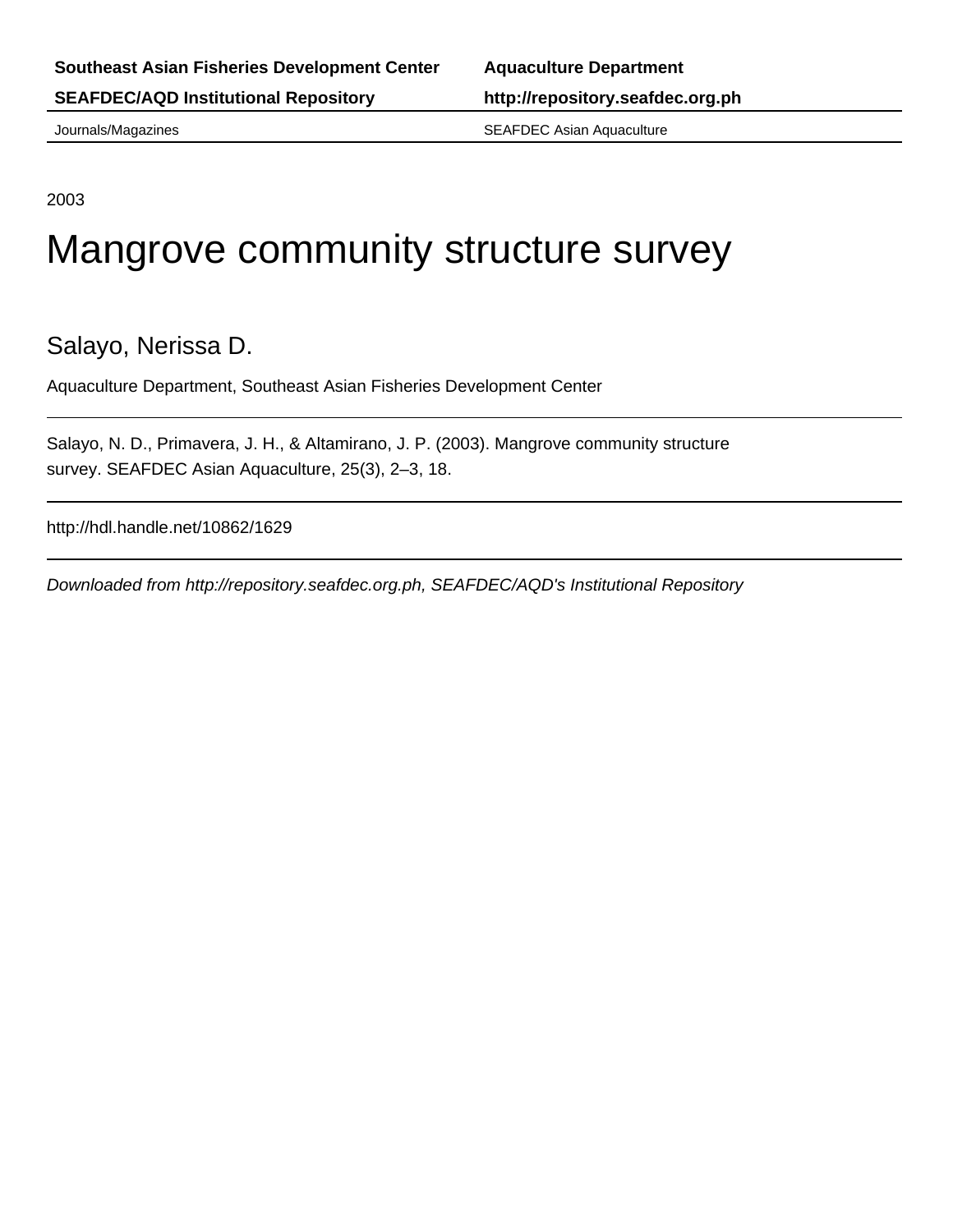| Southeast Asian Fisheries Development Center | Aquaculture Department |
| --- | --- |
| SEAFDEC/AQD Institutional Repository | http://repository.seafdec.org.ph |
| Journals/Magazines | SEAFDEC Asian Aquaculture |

2003

# Mangrove community structure survey

Salayo, Nerissa D.

Aquaculture Department, Southeast Asian Fisheries Development Center

---

Salayo, N. D., Primavera, J. H., & Altamirano, J. P. (2003). Mangrove community structure survey. SEAFDEC Asian Aquaculture, 25(3), 2–3, 18.

---

http://hdl.handle.net/10862/1629

---

*Downloaded from http://repository.seafdec.org.ph, SEAFDEC/AQD's Institutional Repository*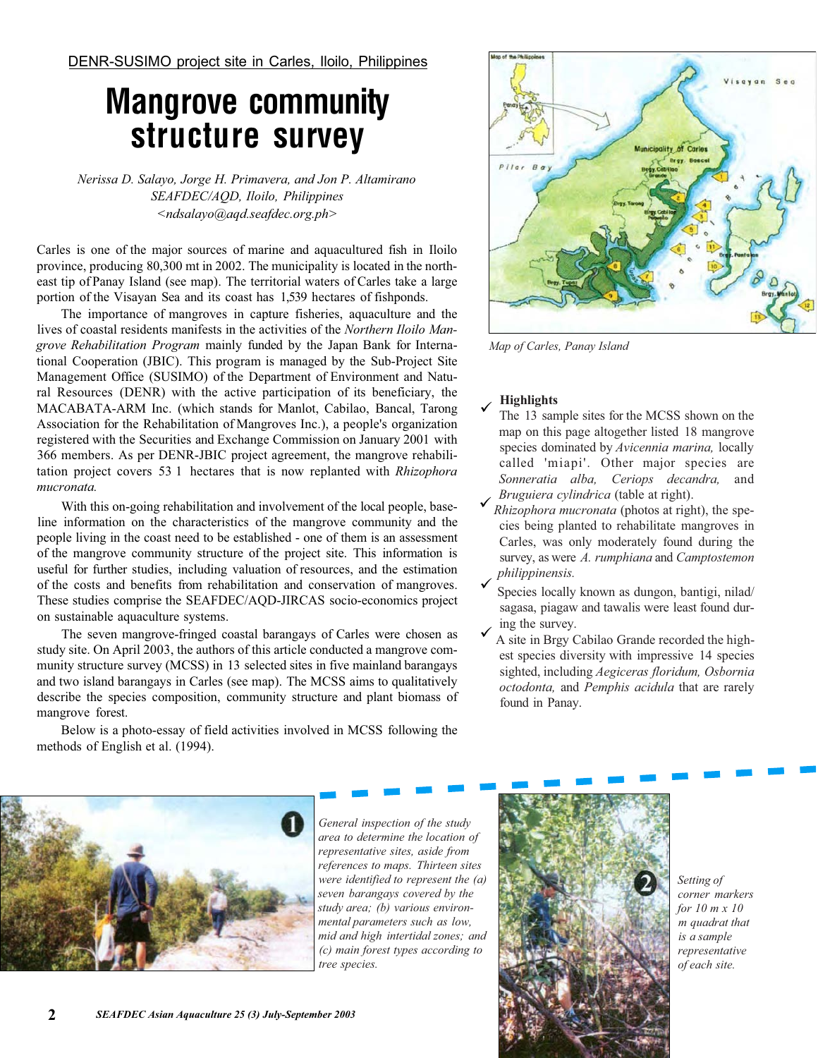DENR-SUSIMO project site in Carles, Iloilo, Philippines

# Mangrove community structure survey

*Nerissa D. Salayo, Jorge H. Primavera, and Jon P. Altamirano*
*SEAFDEC/AQD, Iloilo, Philippines*
*<ndsalayo@aqd.seafdec.org.ph>*

Carles is one of the major sources of marine and aquacultured fish in Iloilo province, producing 80,300 mt in 2002. The municipality is located in the northeast tip of Panay Island (see map). The territorial waters of Carles take a large portion of the Visayan Sea and its coast has 1,539 hectares of fishponds.

The importance of mangroves in capture fisheries, aquaculture and the lives of coastal residents manifests in the activities of the *Northern Iloilo Mangrove Rehabilitation Program* mainly funded by the Japan Bank for International Cooperation (JBIC). This program is managed by the Sub-Project Site Management Office (SUSIMO) of the Department of Environment and Natural Resources (DENR) with the active participation of its beneficiary, the MACABATA-ARM Inc. (which stands for Manlot, Cabilao, Bancal, Tarong Association for the Rehabilitation of Mangroves Inc.), a people's organization registered with the Securities and Exchange Commission on January 2001 with 366 members. As per DENR-JBIC project agreement, the mangrove rehabilitation project covers 53 1 hectares that is now replanted with *Rhizophora mucronata.*

With this on-going rehabilitation and involvement of the local people, baseline information on the characteristics of the mangrove community and the people living in the coast need to be established - one of them is an assessment of the mangrove community structure of the project site. This information is useful for further studies, including valuation of resources, and the estimation of the costs and benefits from rehabilitation and conservation of mangroves. These studies comprise the SEAFDEC/AQD-JIRCAS socio-economics project on sustainable aquaculture systems.

The seven mangrove-fringed coastal barangays of Carles were chosen as study site. On April 2003, the authors of this article conducted a mangrove community structure survey (MCSS) in 13 selected sites in five mainland barangays and two island barangays in Carles (see map). The MCSS aims to qualitatively describe the species composition, community structure and plant biomass of mangrove forest.

Below is a photo-essay of field activities involved in MCSS following the methods of English et al. (1994).

Map of Carles, Panay Island

**Highlights**

- ✓ The 13 sample sites for the MCSS shown on the map on this page altogether listed 18 mangrove species dominated by *Avicennia marina,* locally called 'miapi'. Other major species are *Sonneratia alba, Ceriops decandra,* and *Bruguiera cylindrica* (table at right).
- ✓ *Rhizophora mucronata* (photos at right), the species being planted to rehabilitate mangroves in Carles, was only moderately found during the survey, as were *A. rumphiana* and *Camptostemon philippinensis.*
- ✓ Species locally known as dungon, bantigi, nilad/ sagasa, piagaw and tawalis were least found during the survey.
- ✓ A site in Brgy Cabilao Grande recorded the highest species diversity with impressive 14 species sighted, including *Aegiceras floridum, Osbornia octodonta,* and *Pemphis acidula* that are rarely found in Panay.

1 General inspection of the study area to determine the location of representative sites, aside from references to maps. Thirteen sites were identified to represent the (a) seven barangays covered by the study area; (b) various environmental parameters such as low, mid and high intertidal zones; and (c) main forest types according to tree species.

2 Setting of corner markers for 10 m x 10 m quadrat that is a sample representative of each site.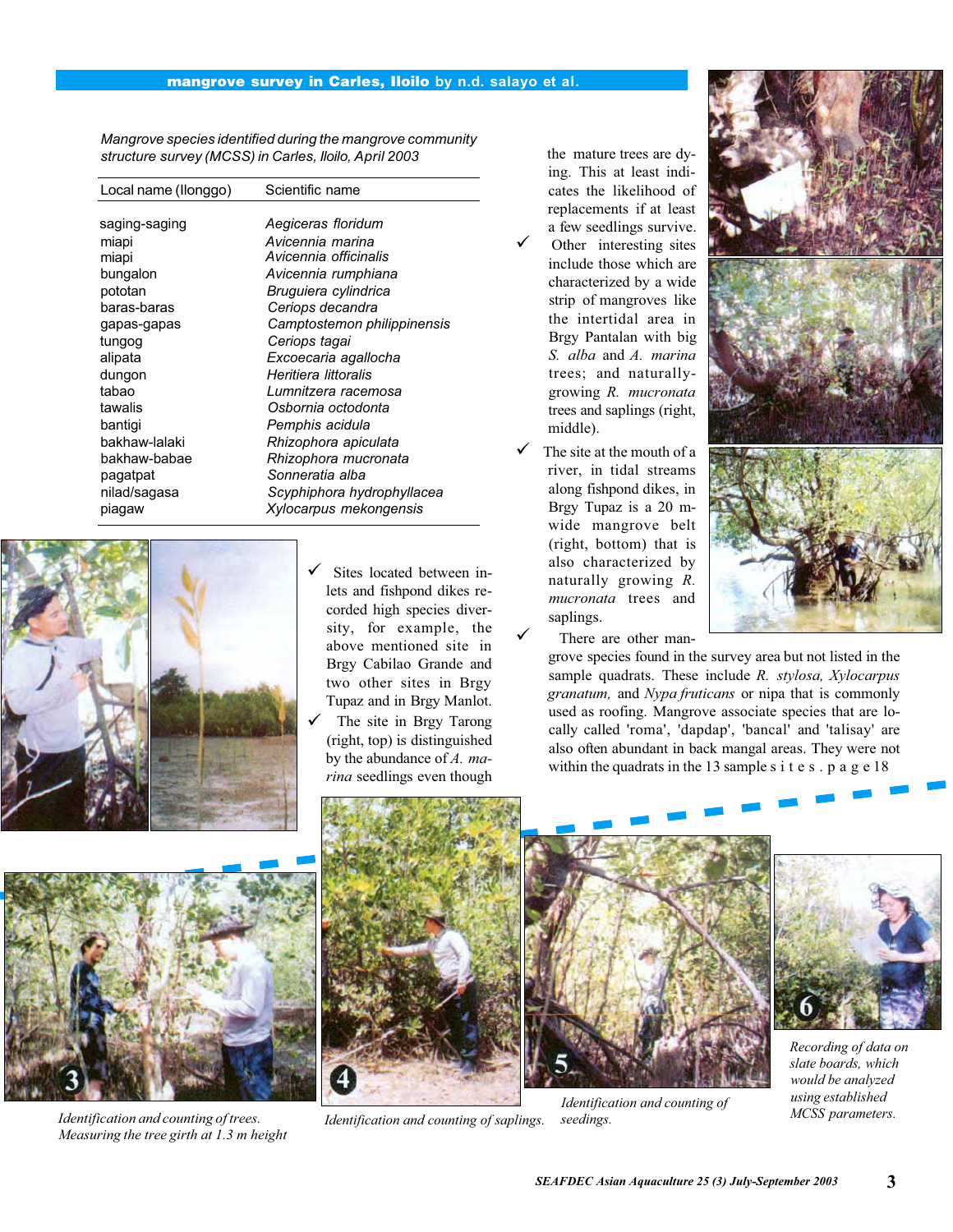*Mangrove species identified during the mangrove community structure survey (MCSS) in Carles, Iloilo, April 2003*

| Local name (Ilonggo) | Scientific name |
|---|---|
| saging-saging | *Aegiceras floridum* |
| miapi | *Avicennia marina* |
| miapi | *Avicennia officinalis* |
| bungalon | *Avicennia rumphiana* |
| pototan | *Bruguiera cylindrica* |
| baras-baras | *Ceriops decandra* |
| gapas-gapas | *Camptostemon philippinensis* |
| tungog | *Ceriops tagai* |
| alipata | *Excoecaria agallocha* |
| dungon | *Heritiera littoralis* |
| tabao | *Lumnitzera racemosa* |
| tawalis | *Osbornia octodonta* |
| bantigi | *Pemphis acidula* |
| bakhaw-lalaki | *Rhizophora apiculata* |
| bakhaw-babae | *Rhizophora mucronata* |
| pagatpat | *Sonneratia alba* |
| nilad/sagasa | *Scyphiphora hydrophyllacea* |
| piagaw | *Xylocarpus mekongensis* |

- ✓ Sites located between inlets and fishpond dikes recorded high species diversity, for example, the above mentioned site in Brgy Cabilao Grande and two other sites in Brgy Tupaz and in Brgy Manlot.
- ✓ The site in Brgy Tarong (right, top) is distinguished by the abundance of *A. marina* seedlings even though the mature trees are dying. This at least indicates the likelihood of replacements if at least a few seedlings survive.
- ✓ Other interesting sites include those which are characterized by a wide strip of mangroves like the intertidal area in Brgy Pantalan with big *S. alba* and *A. marina* trees; and naturally-growing *R. mucronata* trees and saplings (right, middle).
- ✓ The site at the mouth of a river, in tidal streams along fishpond dikes, in Brgy Tupaz is a 20 m-wide mangrove belt (right, bottom) that is also characterized by naturally growing *R. mucronata* trees and saplings.
- ✓ There are other mangrove species found in the survey area but not listed in the sample quadrats. These include *R. stylosa, Xylocarpus granatum,* and *Nypa fruticans* or nipa that is commonly used as roofing. Mangrove associate species that are locally called 'roma', 'dapdap', 'bancal' and 'talisay' are also often abundant in back mangal areas. They were not within the quadrats in the 13 sample sites. page 18

Identification and counting of trees. Measuring the tree girth at 1.3 m height

Identification and counting of saplings.

Identification and counting of seedings.

Recording of data on slate boards, which would be analyzed using established MCSS parameters.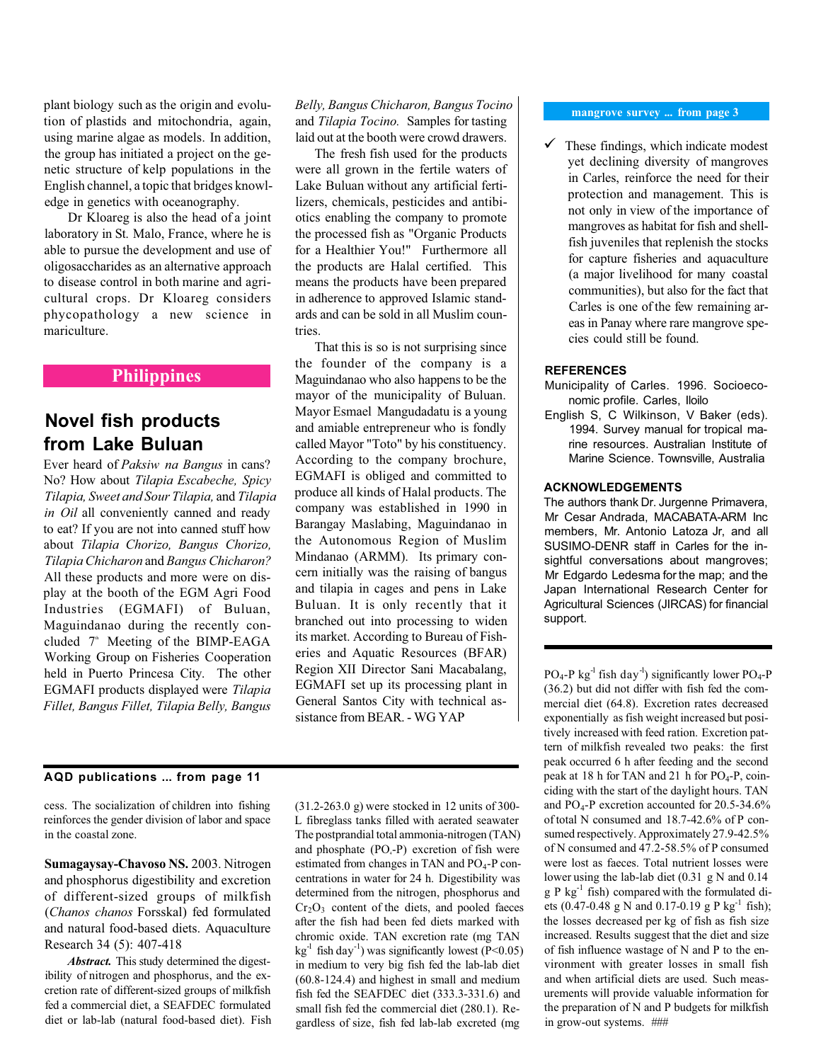plant biology such as the origin and evolution of plastids and mitochondria, again, using marine algae as models. In addition, the group has initiated a project on the genetic structure of kelp populations in the English channel, a topic that bridges knowledge in genetics with oceanography.

Dr Kloareg is also the head of a joint laboratory in St. Malo, France, where he is able to pursue the development and use of oligosaccharides as an alternative approach to disease control in both marine and agricultural crops. Dr Kloareg considers phycopathology a new science in mariculture.

## Philippines

## Novel fish products from Lake Buluan

Ever heard of *Paksiw na Bangus* in cans? No? How about *Tilapia Escabeche, Spicy Tilapia, Sweet and Sour Tilapia,* and *Tilapia in Oil* all conveniently canned and ready to eat? If you are not into canned stuff how about *Tilapia Chorizo, Bangus Chorizo, Tilapia Chicharon* and *Bangus Chicharon?* All these products and more were on display at the booth of the EGM Agri Food Industries (EGMAFI) of Buluan, Maguindanao during the recently concluded 7th Meeting of the BIMP-EAGA Working Group on Fisheries Cooperation held in Puerto Princesa City. The other EGMAFI products displayed were *Tilapia Fillet, Bangus Fillet, Tilapia Belly, Bangus Belly, Bangus Chicharon, Bangus Tocino* and *Tilapia Tocino.* Samples for tasting laid out at the booth were crowd drawers.

The fresh fish used for the products were all grown in the fertile waters of Lake Buluan without any artificial fertilizers, chemicals, pesticides and antibiotics enabling the company to promote the processed fish as "Organic Products for a Healthier You!" Furthermore all the products are Halal certified. This means the products have been prepared in adherence to approved Islamic standards and can be sold in all Muslim countries.

That this is so is not surprising since the founder of the company is a Maguindanao who also happens to be the mayor of the municipality of Buluan. Mayor Esmael Mangudadatu is a young and amiable entrepreneur who is fondly called Mayor "Toto" by his constituency. According to the company brochure, EGMAFI is obliged and committed to produce all kinds of Halal products. The company was established in 1990 in Barangay Maslabing, Maguindanao in the Autonomous Region of Muslim Mindanao (ARMM). Its primary concern initially was the raising of bangus and tilapia in cages and pens in Lake Buluan. It is only recently that it branched out into processing to widen its market. According to Bureau of Fisheries and Aquatic Resources (BFAR) Region XII Director Sani Macabalang, EGMAFI set up its processing plant in General Santos City with technical assistance from BEAR. - WG YAP

**mangrove survey ... from page 3**

- ✓ These findings, which indicate modest yet declining diversity of mangroves in Carles, reinforce the need for their protection and management. This is not only in view of the importance of mangroves as habitat for fish and shellfish juveniles that replenish the stocks for capture fisheries and aquaculture (a major livelihood for many coastal communities), but also for the fact that Carles is one of the few remaining areas in Panay where rare mangrove species could still be found.

**REFERENCES**

Municipality of Carles. 1996. Socioeconomic profile. Carles, Iloilo

English S, C Wilkinson, V Baker (eds). 1994. Survey manual for tropical marine resources. Australian Institute of Marine Science. Townsville, Australia

**ACKNOWLEDGEMENTS**

The authors thank Dr. Jurgenne Primavera, Mr Cesar Andrada, MACABATA-ARM Inc members, Mr. Antonio Latoza Jr, and all SUSIMO-DENR staff in Carles for the insightful conversations about mangroves; Mr Edgardo Ledesma for the map; and the Japan International Research Center for Agricultural Sciences (JIRCAS) for financial support.

**AQD publications ... from page 11**

cess. The socialization of children into fishing reinforces the gender division of labor and space in the coastal zone.

**Sumagaysay-Chavoso NS.** 2003. Nitrogen and phosphorus digestibility and excretion of different-sized groups of milkfish (*Chanos chanos* Forsskal) fed formulated and natural food-based diets. Aquaculture Research 34 (5): 407-418

***Abstract.*** This study determined the digestibility of nitrogen and phosphorus, and the excretion rate of different-sized groups of milkfish fed a commercial diet, a SEAFDEC formulated diet or lab-lab (natural food-based diet). Fish (31.2-263.0 g) were stocked in 12 units of 300-L fibreglass tanks filled with aerated seawater The postprandial total ammonia-nitrogen (TAN) and phosphate ($PO_4$-P) excretion of fish were estimated from changes in TAN and $PO_4$-P concentrations in water for 24 h. Digestibility was determined from the nitrogen, phosphorus and $Cr_2O_3$ content of the diets, and pooled faeces after the fish had been fed diets marked with chromic oxide. TAN excretion rate (mg TAN $kg^{-1}$ fish $day^{-1}$) was significantly lowest ($P<0.05$) in medium to very big fish fed the lab-lab diet (60.8-124.4) and highest in small and medium fish fed the SEAFDEC diet (333.3-331.6) and small fish fed the commercial diet (280.1). Regardless of size, fish fed lab-lab excreted (mg $PO_4$-P $kg^{-1}$ fish $day^{-1}$) significantly lower $PO_4$-P (36.2) but did not differ with fish fed the commercial diet (64.8). Excretion rates decreased exponentially as fish weight increased but positively increased with feed ration. Excretion pattern of milkfish revealed two peaks: the first peak occurred 6 h after feeding and the second peak at 18 h for TAN and 21 h for $PO_4$-P, coinciding with the start of the daylight hours. TAN and $PO_4$-P excretion accounted for 20.5-34.6% of total N consumed and 18.7-42.6% of P consumed respectively. Approximately 27.9-42.5% of N consumed and 47.2-58.5% of P consumed were lost as faeces. Total nutrient losses were lower using the lab-lab diet (0.31 g N and 0.14 g P $kg^{-1}$ fish) compared with the formulated diets (0.47-0.48 g N and 0.17-0.19 g P $kg^{-1}$ fish); the losses decreased per kg of fish as fish size increased. Results suggest that the diet and size of fish influence wastage of N and P to the environment with greater losses in small fish and when artificial diets are used. Such measurements will provide valuable information for the preparation of N and P budgets for milkfish in grow-out systems. ###